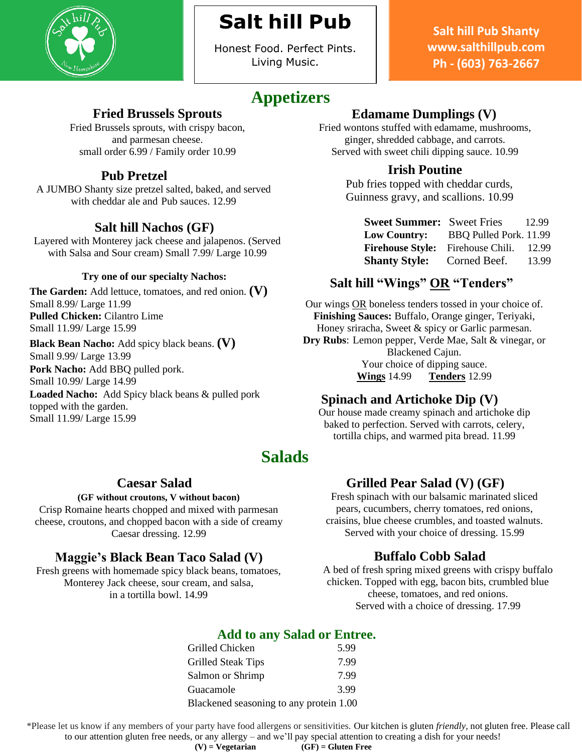# Salt hill Pub

Honest Food. Perfect Pints. Living Music.

**Salt hill Pub Shanty**
**www.salthillpub.com**
**Ph - (603) 763-2667**

## Appetizers

### Fried Brussels Sprouts

Fried Brussels sprouts, with crispy bacon, and parmesan cheese.
small order 6.99 / Family order 10.99

### Pub Pretzel

A JUMBO Shanty size pretzel salted, baked, and served with cheddar ale and Pub sauces. 12.99

### Salt hill Nachos (GF)

Layered with Monterey jack cheese and jalapenos. (Served with Salsa and Sour cream) Small 7.99/ Large 10.99

**Try one of our specialty Nachos:**

**The Garden:** Add lettuce, tomatoes, and red onion. **(V)**
Small 8.99/ Large 11.99

**Pulled Chicken:** Cilantro Lime
Small 11.99/ Large 15.99

**Black Bean Nacho:** Add spicy black beans. **(V)**
Small 9.99/ Large 13.99

**Pork Nacho:** Add BBQ pulled pork.
Small 10.99/ Large 14.99

**Loaded Nacho:** Add Spicy black beans & pulled pork topped with the garden.
Small 11.99/ Large 15.99

### Edamame Dumplings (V)

Fried wontons stuffed with edamame, mushrooms, ginger, shredded cabbage, and carrots.
Served with sweet chili dipping sauce. 10.99

### Irish Poutine

Pub fries topped with cheddar curds, Guinness gravy, and scallions. 10.99

| | | |
|---|---|---|
| **Sweet Summer:** | Sweet Fries | 12.99 |
| **Low Country:** | BBQ Pulled Pork. | 11.99 |
| **Firehouse Style:** | Firehouse Chili. | 12.99 |
| **Shanty Style:** | Corned Beef. | 13.99 |

### Salt hill "Wings" OR "Tenders"

Our wings OR boneless tenders tossed in your choice of.
**Finishing Sauces:** Buffalo, Orange ginger, Teriyaki, Honey sriracha, Sweet & spicy or Garlic parmesan.
**Dry Rubs**: Lemon pepper, Verde Mae, Salt & vinegar, or Blackened Cajun.
Your choice of dipping sauce.
**Wings** 14.99 **Tenders** 12.99

### Spinach and Artichoke Dip (V)

Our house made creamy spinach and artichoke dip baked to perfection. Served with carrots, celery, tortilla chips, and warmed pita bread. 11.99

## Salads

### Caesar Salad

**(GF without croutons, V without bacon)**

Crisp Romaine hearts chopped and mixed with parmesan cheese, croutons, and chopped bacon with a side of creamy Caesar dressing. 12.99

### Maggie's Black Bean Taco Salad (V)

Fresh greens with homemade spicy black beans, tomatoes, Monterey Jack cheese, sour cream, and salsa, in a tortilla bowl. 14.99

### Grilled Pear Salad (V) (GF)

Fresh spinach with our balsamic marinated sliced pears, cucumbers, cherry tomatoes, red onions, craisins, blue cheese crumbles, and toasted walnuts. Served with your choice of dressing. 15.99

### Buffalo Cobb Salad

A bed of fresh spring mixed greens with crispy buffalo chicken. Topped with egg, bacon bits, crumbled blue cheese, tomatoes, and red onions.
Served with a choice of dressing. 17.99

### Add to any Salad or Entree.

| | |
|---|---|
| Grilled Chicken | 5.99 |
| Grilled Steak Tips | 7.99 |
| Salmon or Shrimp | 7.99 |
| Guacamole | 3.99 |
| Blackened seasoning to any protein 1.00 | |

*Please let us know if any members of your party have food allergens or sensitivities. Our kitchen is gluten *friendly*, not gluten free. Please call to our attention gluten free needs, or any allergy – and we'll pay special attention to creating a dish for your needs!

**(V) = Vegetarian** **(GF) = Gluten Free**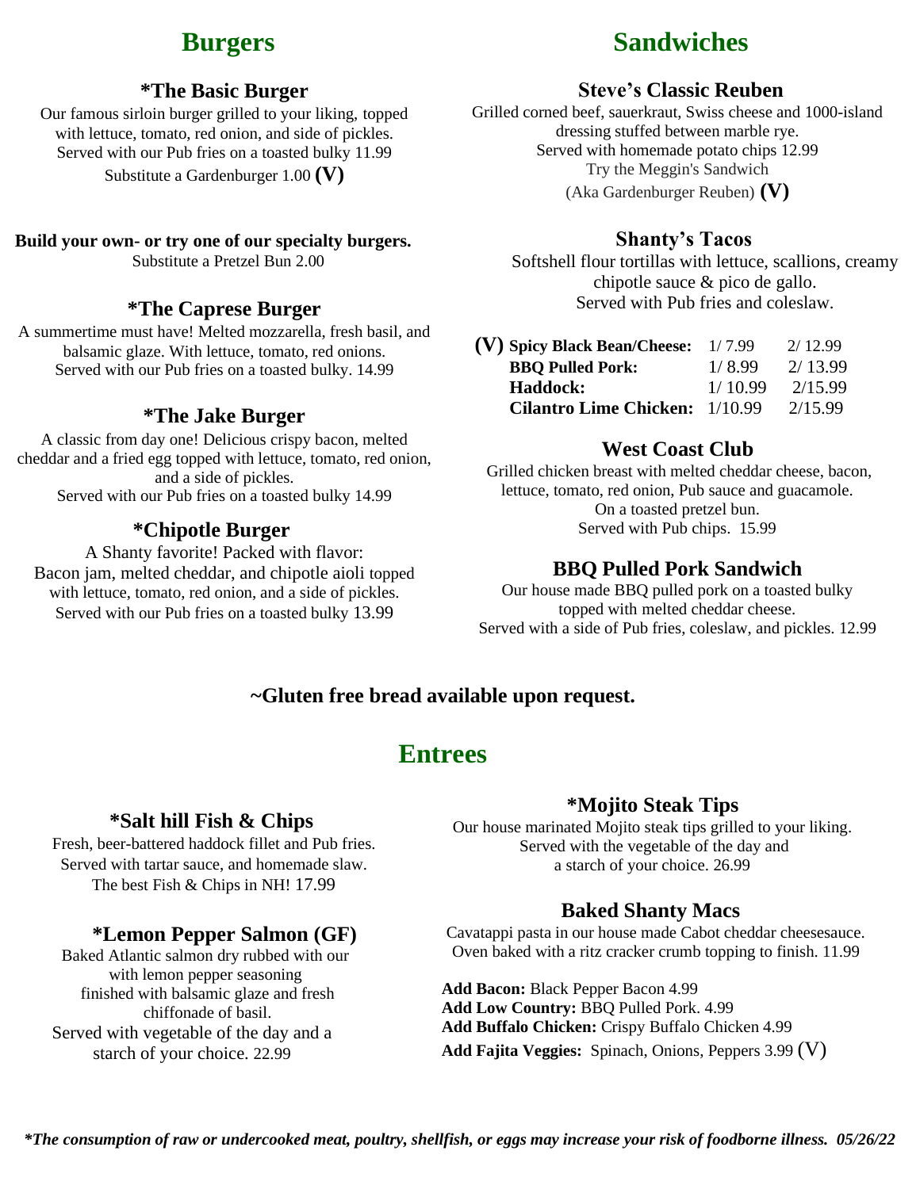## Burgers

### *The Basic Burger

Our famous sirloin burger grilled to your liking, topped with lettuce, tomato, red onion, and side of pickles. Served with our Pub fries on a toasted bulky 11.99

Substitute a Gardenburger 1.00 **(V)**

**Build your own- or try one of our specialty burgers.**

Substitute a Pretzel Bun 2.00

### *The Caprese Burger

A summertime must have! Melted mozzarella, fresh basil, and balsamic glaze. With lettuce, tomato, red onions. Served with our Pub fries on a toasted bulky. 14.99

### *The Jake Burger

A classic from day one! Delicious crispy bacon, melted cheddar and a fried egg topped with lettuce, tomato, red onion, and a side of pickles. Served with our Pub fries on a toasted bulky 14.99

### *Chipotle Burger

A Shanty favorite! Packed with flavor: Bacon jam, melted cheddar, and chipotle aioli topped with lettuce, tomato, red onion, and a side of pickles. Served with our Pub fries on a toasted bulky 13.99

## Sandwiches

### Steve's Classic Reuben

Grilled corned beef, sauerkraut, Swiss cheese and 1000-island dressing stuffed between marble rye. Served with homemade potato chips 12.99

Try the Meggin's Sandwich (Aka Gardenburger Reuben) **(V)**

### Shanty's Tacos

Softshell flour tortillas with lettuce, scallions, creamy chipotle sauce & pico de gallo. Served with Pub fries and coleslaw.

| | | |
|---|---|---|
| **(V) Spicy Black Bean/Cheese:** | 1/ 7.99 | 2/ 12.99 |
| **BBQ Pulled Pork:** | 1/ 8.99 | 2/ 13.99 |
| **Haddock:** | 1/ 10.99 | 2/15.99 |
| **Cilantro Lime Chicken:** | 1/10.99 | 2/15.99 |

### West Coast Club

Grilled chicken breast with melted cheddar cheese, bacon, lettuce, tomato, red onion, Pub sauce and guacamole. On a toasted pretzel bun. Served with Pub chips. 15.99

### BBQ Pulled Pork Sandwich

Our house made BBQ pulled pork on a toasted bulky topped with melted cheddar cheese. Served with a side of Pub fries, coleslaw, and pickles. 12.99

**~Gluten free bread available upon request.**

## Entrees

### *Salt hill Fish & Chips

Fresh, beer-battered haddock fillet and Pub fries. Served with tartar sauce, and homemade slaw. The best Fish & Chips in NH! 17.99

### *Lemon Pepper Salmon (GF)

Baked Atlantic salmon dry rubbed with our with lemon pepper seasoning finished with balsamic glaze and fresh chiffonade of basil. Served with vegetable of the day and a starch of your choice. 22.99

### *Mojito Steak Tips

Our house marinated Mojito steak tips grilled to your liking. Served with the vegetable of the day and a starch of your choice. 26.99

### Baked Shanty Macs

Cavatappi pasta in our house made Cabot cheddar cheesesauce. Oven baked with a ritz cracker crumb topping to finish. 11.99

**Add Bacon:** Black Pepper Bacon 4.99
**Add Low Country:** BBQ Pulled Pork. 4.99
**Add Buffalo Chicken:** Crispy Buffalo Chicken 4.99
**Add Fajita Veggies:** Spinach, Onions, Peppers 3.99 (V)

***The consumption of raw or undercooked meat, poultry, shellfish, or eggs may increase your risk of foodborne illness. 05/26/22***